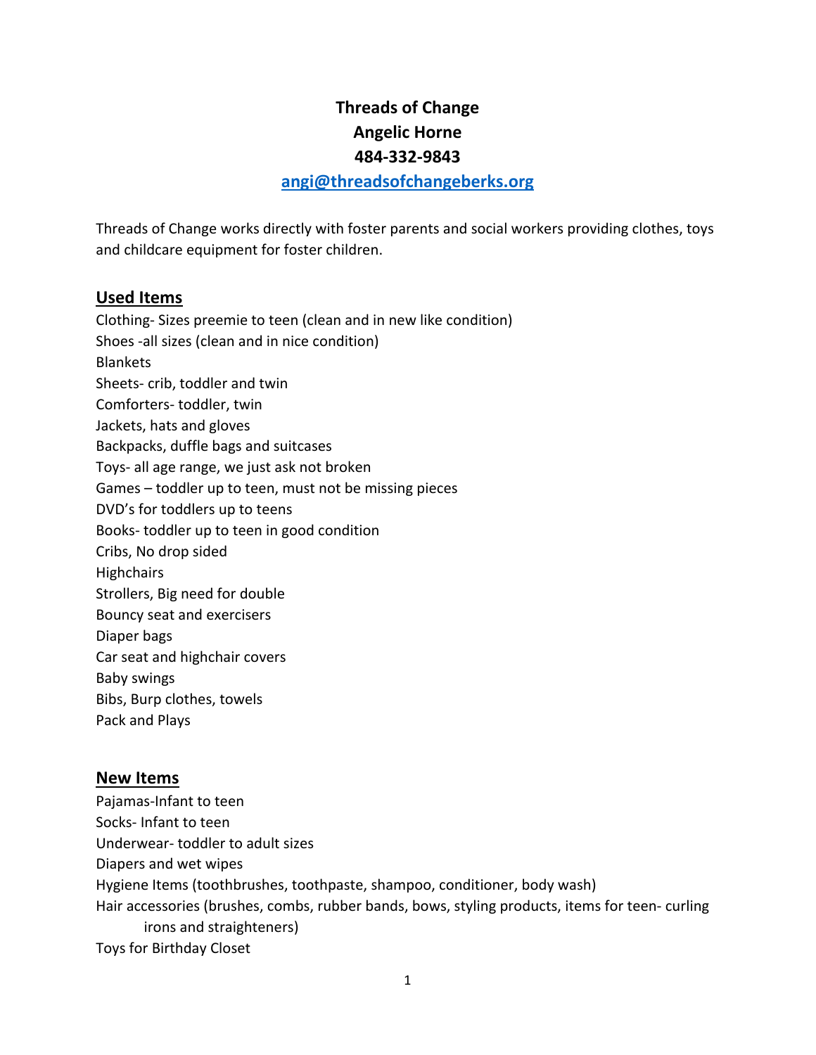**Threads of Change**

**Angelic Horne**

**484-332-9843**

**[angi@threadsofchangeberks.org](mailto:angi@threadsofchangeberks.org)**

Threads of Change works directly with foster parents and social workers providing clothes, toys and childcare equipment for foster children.

## Used Items

Clothing- Sizes preemie to teen (clean and in new like condition)
Shoes -all sizes (clean and in nice condition)
Blankets
Sheets- crib, toddler and twin
Comforters- toddler, twin
Jackets, hats and gloves
Backpacks, duffle bags and suitcases
Toys- all age range, we just ask not broken
Games – toddler up to teen, must not be missing pieces
DVD's for toddlers up to teens
Books- toddler up to teen in good condition
Cribs, No drop sided
Highchairs
Strollers, Big need for double
Bouncy seat and exercisers
Diaper bags
Car seat and highchair covers
Baby swings
Bibs, Burp clothes, towels
Pack and Plays

## New Items

Pajamas-Infant to teen
Socks- Infant to teen
Underwear- toddler to adult sizes
Diapers and wet wipes
Hygiene Items (toothbrushes, toothpaste, shampoo, conditioner, body wash)
Hair accessories (brushes, combs, rubber bands, bows, styling products, items for teen- curling irons and straighteners)
Toys for Birthday Closet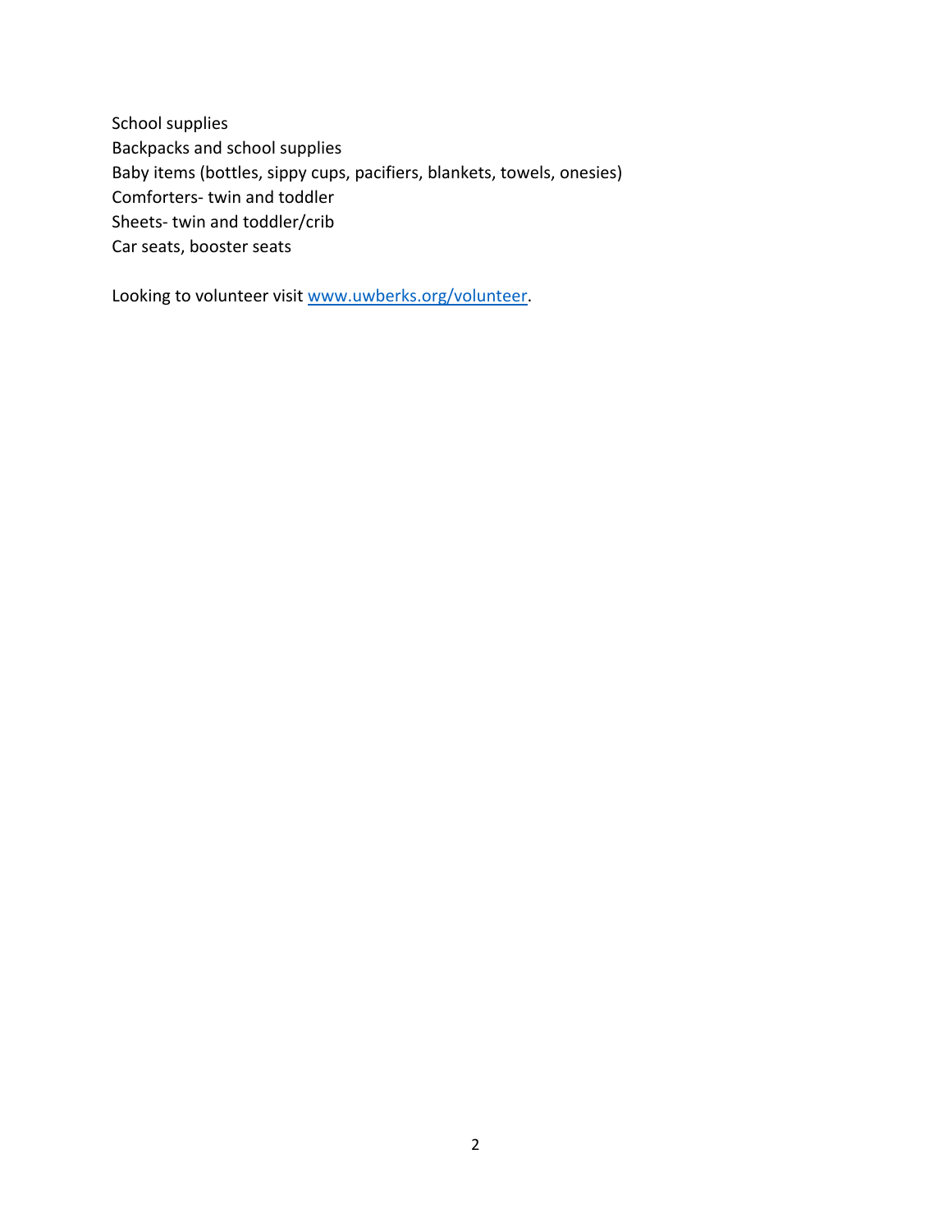School supplies
Backpacks and school supplies
Baby items (bottles, sippy cups, pacifiers, blankets, towels, onesies)
Comforters- twin and toddler
Sheets- twin and toddler/crib
Car seats, booster seats

Looking to volunteer visit [www.uwberks.org/volunteer](http://www.uwberks.org/volunteer).